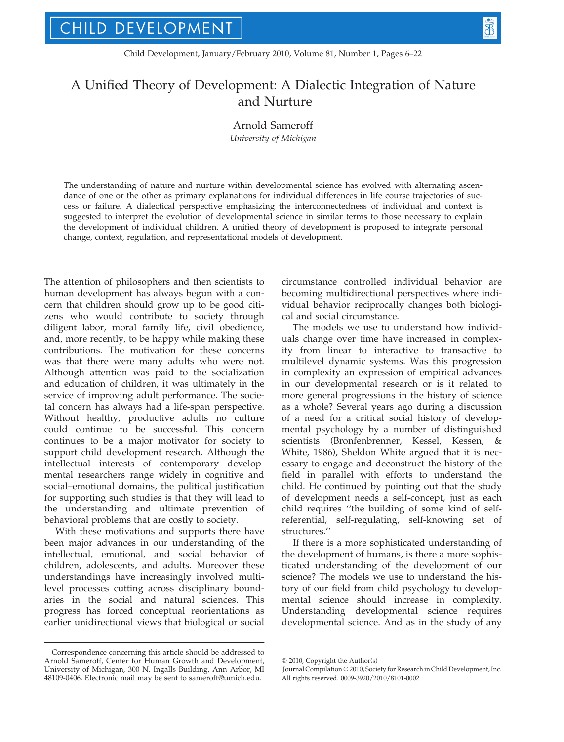# A Unified Theory of Development: A Dialectic Integration of Nature and Nurture

Arnold Sameroff

*University of Michigan*

The understanding of nature and nurture within developmental science has evolved with alternating ascendance of one or the other as primary explanations for individual differences in life course trajectories of success or failure. A dialectical perspective emphasizing the interconnectedness of individual and context is suggested to interpret the evolution of developmental science in similar terms to those necessary to explain the development of individual children. A unified theory of development is proposed to integrate personal change, context, regulation, and representational models of development.

The attention of philosophers and then scientists to human development has always begun with a concern that children should grow up to be good citizens who would contribute to society through diligent labor, moral family life, civil obedience, and, more recently, to be happy while making these contributions. The motivation for these concerns was that there were many adults who were not. Although attention was paid to the socialization and education of children, it was ultimately in the service of improving adult performance. The societal concern has always had a life-span perspective. Without healthy, productive adults no culture could continue to be successful. This concern continues to be a major motivator for society to support child development research. Although the intellectual interests of contemporary developmental researchers range widely in cognitive and social–emotional domains, the political justification for supporting such studies is that they will lead to the understanding and ultimate prevention of behavioral problems that are costly to society.

With these motivations and supports there have been major advances in our understanding of the intellectual, emotional, and social behavior of children, adolescents, and adults. Moreover these understandings have increasingly involved multilevel processes cutting across disciplinary boundaries in the social and natural sciences. This progress has forced conceptual reorientations as earlier unidirectional views that biological or social circumstance controlled individual behavior are becoming multidirectional perspectives where individual behavior reciprocally changes both biological and social circumstance.

The models we use to understand how individuals change over time have increased in complexity from linear to interactive to transactive to multilevel dynamic systems. Was this progression in complexity an expression of empirical advances in our developmental research or is it related to more general progressions in the history of science as a whole? Several years ago during a discussion of a need for a critical social history of developmental psychology by a number of distinguished scientists (Bronfenbrenner, Kessel, Kessen, & White, 1986), Sheldon White argued that it is necessary to engage and deconstruct the history of the field in parallel with efforts to understand the child. He continued by pointing out that the study of development needs a self-concept, just as each child requires ''the building of some kind of self-referential, self-regulating, self-knowing set of structures.''

If there is a more sophisticated understanding of the development of humans, is there a more sophisticated understanding of the development of our science? The models we use to understand the history of our field from child psychology to developmental science should increase in complexity. Understanding developmental science requires developmental science. And as in the study of any

Correspondence concerning this article should be addressed to Arnold Sameroff, Center for Human Growth and Development, University of Michigan, 300 N. Ingalls Building, Ann Arbor, MI 48109-0406. Electronic mail may be sent to sameroff@umich.edu.

© 2010, Copyright the Author(s)
Journal Compilation © 2010, Society for Research in Child Development, Inc.
All rights reserved. 0009-3920/2010/8101-0002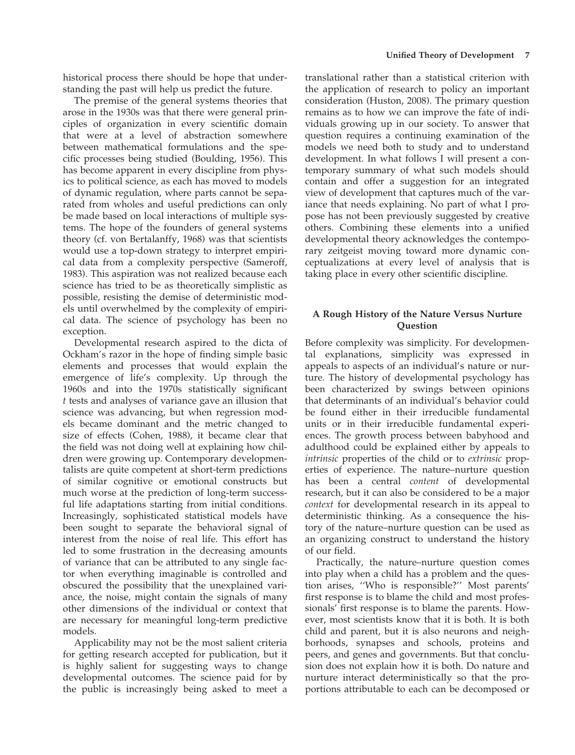historical process there should be hope that understanding the past will help us predict the future.

The premise of the general systems theories that arose in the 1930s was that there were general principles of organization in every scientific domain that were at a level of abstraction somewhere between mathematical formulations and the specific processes being studied (Boulding, 1956). This has become apparent in every discipline from physics to political science, as each has moved to models of dynamic regulation, where parts cannot be separated from wholes and useful predictions can only be made based on local interactions of multiple systems. The hope of the founders of general systems theory (cf. von Bertalanffy, 1968) was that scientists would use a top-down strategy to interpret empirical data from a complexity perspective (Sameroff, 1983). This aspiration was not realized because each science has tried to be as theoretically simplistic as possible, resisting the demise of deterministic models until overwhelmed by the complexity of empirical data. The science of psychology has been no exception.

Developmental research aspired to the dicta of Ockham's razor in the hope of finding simple basic elements and processes that would explain the emergence of life's complexity. Up through the 1960s and into the 1970s statistically significant *t* tests and analyses of variance gave an illusion that science was advancing, but when regression models became dominant and the metric changed to size of effects (Cohen, 1988), it became clear that the field was not doing well at explaining how children were growing up. Contemporary developmentalists are quite competent at short-term predictions of similar cognitive or emotional constructs but much worse at the prediction of long-term successful life adaptations starting from initial conditions. Increasingly, sophisticated statistical models have been sought to separate the behavioral signal of interest from the noise of real life. This effort has led to some frustration in the decreasing amounts of variance that can be attributed to any single factor when everything imaginable is controlled and obscured the possibility that the unexplained variance, the noise, might contain the signals of many other dimensions of the individual or context that are necessary for meaningful long-term predictive models.

Applicability may not be the most salient criteria for getting research accepted for publication, but it is highly salient for suggesting ways to change developmental outcomes. The science paid for by the public is increasingly being asked to meet a translational rather than a statistical criterion with the application of research to policy an important consideration (Huston, 2008). The primary question remains as to how we can improve the fate of individuals growing up in our society. To answer that question requires a continuing examination of the models we need both to study and to understand development. In what follows I will present a contemporary summary of what such models should contain and offer a suggestion for an integrated view of development that captures much of the variance that needs explaining. No part of what I propose has not been previously suggested by creative others. Combining these elements into a unified developmental theory acknowledges the contemporary zeitgeist moving toward more dynamic conceptualizations at every level of analysis that is taking place in every other scientific discipline.

## A Rough History of the Nature Versus Nurture Question

Before complexity was simplicity. For developmental explanations, simplicity was expressed in appeals to aspects of an individual's nature or nurture. The history of developmental psychology has been characterized by swings between opinions that determinants of an individual's behavior could be found either in their irreducible fundamental units or in their irreducible fundamental experiences. The growth process between babyhood and adulthood could be explained either by appeals to *intrinsic* properties of the child or to *extrinsic* properties of experience. The nature–nurture question has been a central *content* of developmental research, but it can also be considered to be a major *context* for developmental research in its appeal to deterministic thinking. As a consequence the history of the nature–nurture question can be used as an organizing construct to understand the history of our field.

Practically, the nature–nurture question comes into play when a child has a problem and the question arises, ''Who is responsible?'' Most parents' first response is to blame the child and most professionals' first response is to blame the parents. However, most scientists know that it is both. It is both child and parent, but it is also neurons and neighborhoods, synapses and schools, proteins and peers, and genes and governments. But that conclusion does not explain how it is both. Do nature and nurture interact deterministically so that the proportions attributable to each can be decomposed or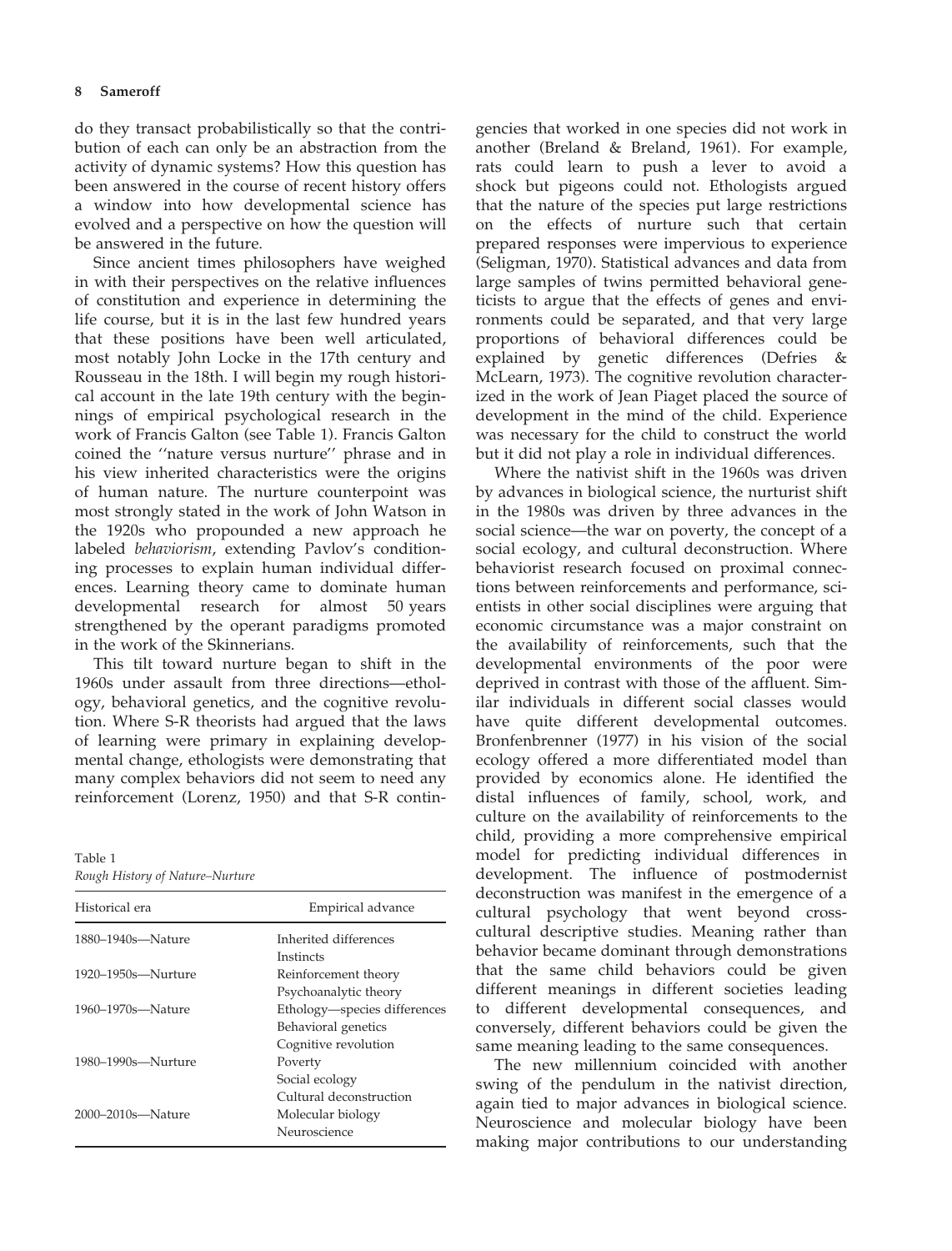do they transact probabilistically so that the contribution of each can only be an abstraction from the activity of dynamic systems? How this question has been answered in the course of recent history offers a window into how developmental science has evolved and a perspective on how the question will be answered in the future.

Since ancient times philosophers have weighed in with their perspectives on the relative influences of constitution and experience in determining the life course, but it is in the last few hundred years that these positions have been well articulated, most notably John Locke in the 17th century and Rousseau in the 18th. I will begin my rough historical account in the late 19th century with the beginnings of empirical psychological research in the work of Francis Galton (see Table 1). Francis Galton coined the ''nature versus nurture'' phrase and in his view inherited characteristics were the origins of human nature. The nurture counterpoint was most strongly stated in the work of John Watson in the 1920s who propounded a new approach he labeled *behaviorism*, extending Pavlov's conditioning processes to explain human individual differences. Learning theory came to dominate human developmental research for almost 50 years strengthened by the operant paradigms promoted in the work of the Skinnerians.

This tilt toward nurture began to shift in the 1960s under assault from three directions—ethology, behavioral genetics, and the cognitive revolution. Where S-R theorists had argued that the laws of learning were primary in explaining developmental change, ethologists were demonstrating that many complex behaviors did not seem to need any reinforcement (Lorenz, 1950) and that S-R contingencies that worked in one species did not work in another (Breland & Breland, 1961). For example, rats could learn to push a lever to avoid a shock but pigeons could not. Ethologists argued that the nature of the species put large restrictions on the effects of nurture such that certain prepared responses were impervious to experience (Seligman, 1970). Statistical advances and data from large samples of twins permitted behavioral geneticists to argue that the effects of genes and environments could be separated, and that very large proportions of behavioral differences could be explained by genetic differences (Defries & McLearn, 1973). The cognitive revolution characterized in the work of Jean Piaget placed the source of development in the mind of the child. Experience was necessary for the child to construct the world but it did not play a role in individual differences.

Table 1
*Rough History of Nature–Nurture*

| Historical era | Empirical advance |
|---|---|
| 1880–1940s—Nature | Inherited differences |
| | Instincts |
| 1920–1950s—Nurture | Reinforcement theory |
| | Psychoanalytic theory |
| 1960–1970s—Nature | Ethology—species differences |
| | Behavioral genetics |
| | Cognitive revolution |
| 1980–1990s—Nurture | Poverty |
| | Social ecology |
| | Cultural deconstruction |
| 2000–2010s—Nature | Molecular biology |
| | Neuroscience |

Where the nativist shift in the 1960s was driven by advances in biological science, the nurturist shift in the 1980s was driven by three advances in the social science—the war on poverty, the concept of a social ecology, and cultural deconstruction. Where behaviorist research focused on proximal connections between reinforcements and performance, scientists in other social disciplines were arguing that economic circumstance was a major constraint on the availability of reinforcements, such that the developmental environments of the poor were deprived in contrast with those of the affluent. Similar individuals in different social classes would have quite different developmental outcomes. Bronfenbrenner (1977) in his vision of the social ecology offered a more differentiated model than provided by economics alone. He identified the distal influences of family, school, work, and culture on the availability of reinforcements to the child, providing a more comprehensive empirical model for predicting individual differences in development. The influence of postmodernist deconstruction was manifest in the emergence of a cultural psychology that went beyond cross-cultural descriptive studies. Meaning rather than behavior became dominant through demonstrations that the same child behaviors could be given different meanings in different societies leading to different developmental consequences, and conversely, different behaviors could be given the same meaning leading to the same consequences.

The new millennium coincided with another swing of the pendulum in the nativist direction, again tied to major advances in biological science. Neuroscience and molecular biology have been making major contributions to our understanding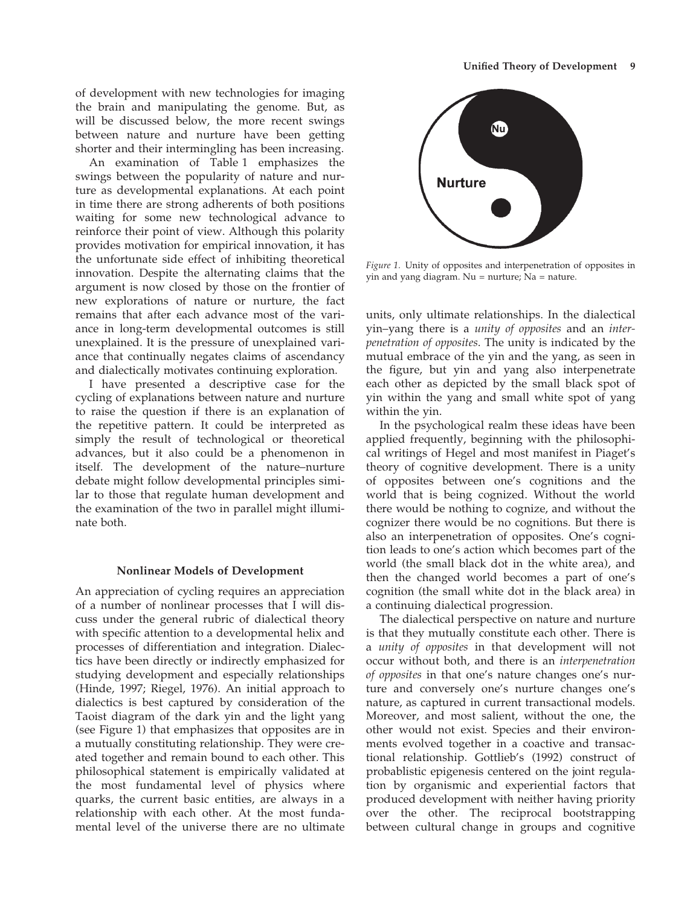of development with new technologies for imaging the brain and manipulating the genome. But, as will be discussed below, the more recent swings between nature and nurture have been getting shorter and their intermingling has been increasing.

An examination of Table 1 emphasizes the swings between the popularity of nature and nurture as developmental explanations. At each point in time there are strong adherents of both positions waiting for some new technological advance to reinforce their point of view. Although this polarity provides motivation for empirical innovation, it has the unfortunate side effect of inhibiting theoretical innovation. Despite the alternating claims that the argument is now closed by those on the frontier of new explorations of nature or nurture, the fact remains that after each advance most of the variance in long-term developmental outcomes is still unexplained. It is the pressure of unexplained variance that continually negates claims of ascendancy and dialectically motivates continuing exploration.

I have presented a descriptive case for the cycling of explanations between nature and nurture to raise the question if there is an explanation of the repetitive pattern. It could be interpreted as simply the result of technological or theoretical advances, but it also could be a phenomenon in itself. The development of the nature–nurture debate might follow developmental principles similar to those that regulate human development and the examination of the two in parallel might illuminate both.

## Nonlinear Models of Development

An appreciation of cycling requires an appreciation of a number of nonlinear processes that I will discuss under the general rubric of dialectical theory with specific attention to a developmental helix and processes of differentiation and integration. Dialectics have been directly or indirectly emphasized for studying development and especially relationships (Hinde, 1997; Riegel, 1976). An initial approach to dialectics is best captured by consideration of the Taoist diagram of the dark yin and the light yang (see Figure 1) that emphasizes that opposites are in a mutually constituting relationship. They were created together and remain bound to each other. This philosophical statement is empirically validated at the most fundamental level of physics where quarks, the current basic entities, are always in a relationship with each other. At the most fundamental level of the universe there are no ultimate units, only ultimate relationships. In the dialectical yin–yang there is a *unity of opposites* and an *interpenetration of opposites*. The unity is indicated by the mutual embrace of the yin and the yang, as seen in the figure, but yin and yang also interpenetrate each other as depicted by the small black spot of yin within the yang and small white spot of yang within the yin.

*Figure 1.* Unity of opposites and interpenetration of opposites in yin and yang diagram. Nu = nurture; Na = nature.

In the psychological realm these ideas have been applied frequently, beginning with the philosophical writings of Hegel and most manifest in Piaget's theory of cognitive development. There is a unity of opposites between one's cognitions and the world that is being cognized. Without the world there would be nothing to cognize, and without the cognizer there would be no cognitions. But there is also an interpenetration of opposites. One's cognition leads to one's action which becomes part of the world (the small black dot in the white area), and then the changed world becomes a part of one's cognition (the small white dot in the black area) in a continuing dialectical progression.

The dialectical perspective on nature and nurture is that they mutually constitute each other. There is a *unity of opposites* in that development will not occur without both, and there is an *interpenetration of opposites* in that one's nature changes one's nurture and conversely one's nurture changes one's nature, as captured in current transactional models. Moreover, and most salient, without the one, the other would not exist. Species and their environments evolved together in a coactive and transactional relationship. Gottlieb's (1992) construct of probablistic epigenesis centered on the joint regulation by organismic and experiential factors that produced development with neither having priority over the other. The reciprocal bootstrapping between cultural change in groups and cognitive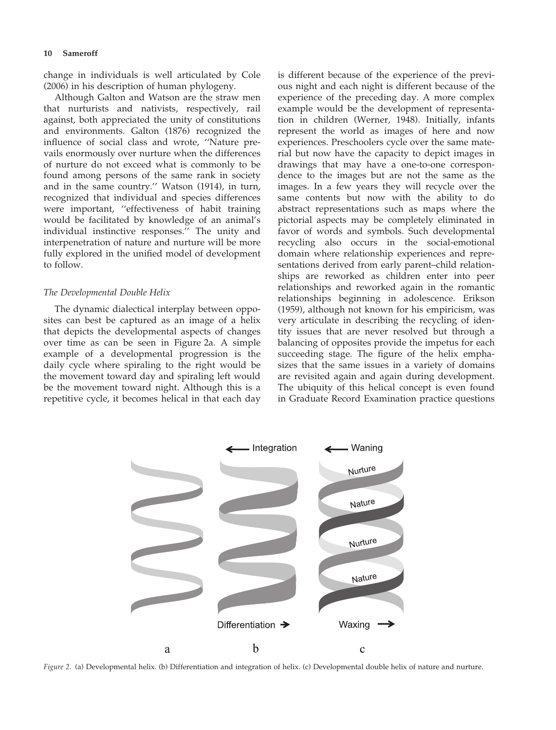change in individuals is well articulated by Cole (2006) in his description of human phylogeny.

Although Galton and Watson are the straw men that nurturists and nativists, respectively, rail against, both appreciated the unity of constitutions and environments. Galton (1876) recognized the influence of social class and wrote, ''Nature prevails enormously over nurture when the differences of nurture do not exceed what is commonly to be found among persons of the same rank in society and in the same country.'' Watson (1914), in turn, recognized that individual and species differences were important, ''effectiveness of habit training would be facilitated by knowledge of an animal's individual instinctive responses.'' The unity and interpenetration of nature and nurture will be more fully explored in the unified model of development to follow.

### *The Developmental Double Helix*

The dynamic dialectical interplay between opposites can best be captured as an image of a helix that depicts the developmental aspects of changes over time as can be seen in Figure 2a. A simple example of a developmental progression is the daily cycle where spiraling to the right would be the movement toward day and spiraling left would be the movement toward night. Although this is a repetitive cycle, it becomes helical in that each day is different because of the experience of the previous night and each night is different because of the experience of the preceding day. A more complex example would be the development of representation in children (Werner, 1948). Initially, infants represent the world as images of here and now experiences. Preschoolers cycle over the same material but now have the capacity to depict images in drawings that may have a one-to-one correspondence to the images but are not the same as the images. In a few years they will recycle over the same contents but now with the ability to do abstract representations such as maps where the pictorial aspects may be completely eliminated in favor of words and symbols. Such developmental recycling also occurs in the social-emotional domain where relationship experiences and representations derived from early parent–child relationships are reworked as children enter into peer relationships and reworked again in the romantic relationships beginning in adolescence. Erikson (1959), although not known for his empiricism, was very articulate in describing the recycling of identity issues that are never resolved but through a balancing of opposites provide the impetus for each succeeding stage. The figure of the helix emphasizes that the same issues in a variety of domains are revisited again and again during development. The ubiquity of this helical concept is even found in Graduate Record Examination practice questions

← Integration

← Waning

Nurture

Nature

Nurture

Nature

Differentiation →

Waxing →

a

b

c

*Figure 2.* (a) Developmental helix. (b) Differentiation and integration of helix. (c) Developmental double helix of nature and nurture.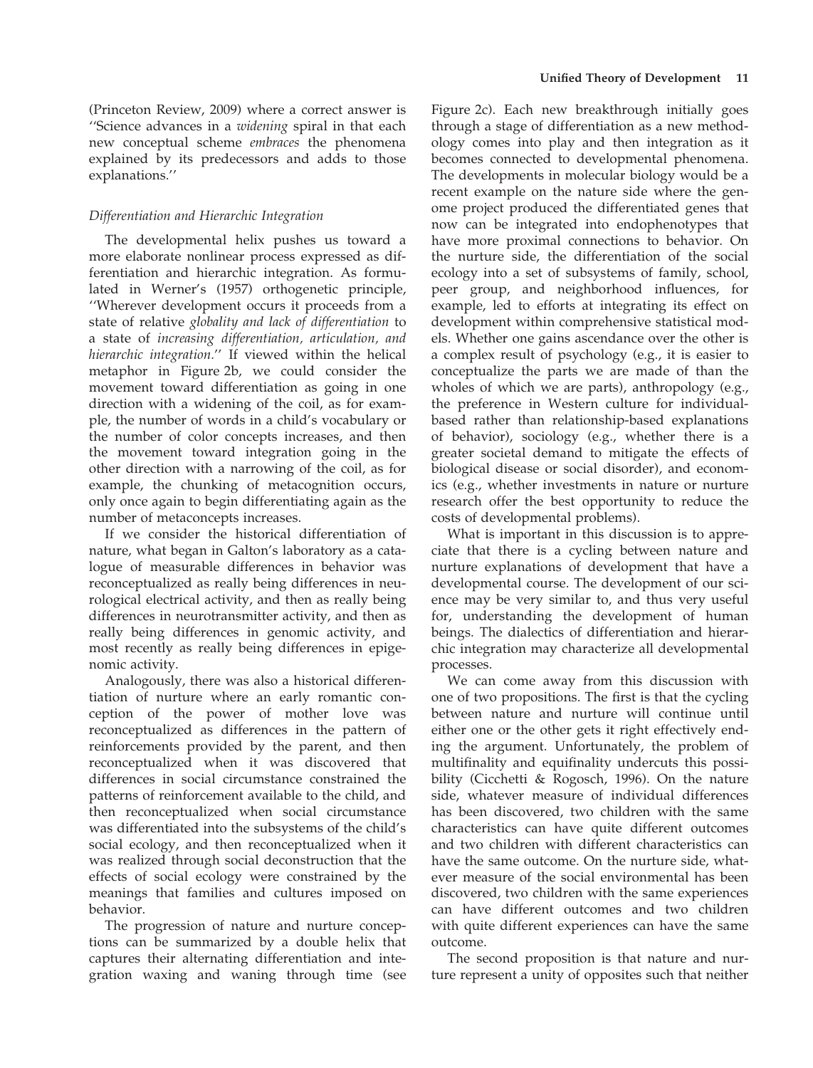(Princeton Review, 2009) where a correct answer is ''Science advances in a *widening* spiral in that each new conceptual scheme *embraces* the phenomena explained by its predecessors and adds to those explanations.''

### *Differentiation and Hierarchic Integration*

The developmental helix pushes us toward a more elaborate nonlinear process expressed as differentiation and hierarchic integration. As formulated in Werner's (1957) orthogenetic principle, ''Wherever development occurs it proceeds from a state of relative *globality and lack of differentiation* to a state of *increasing differentiation, articulation, and hierarchic integration*.'' If viewed within the helical metaphor in Figure 2b, we could consider the movement toward differentiation as going in one direction with a widening of the coil, as for example, the number of words in a child's vocabulary or the number of color concepts increases, and then the movement toward integration going in the other direction with a narrowing of the coil, as for example, the chunking of metacognition occurs, only once again to begin differentiating again as the number of metaconcepts increases.

If we consider the historical differentiation of nature, what began in Galton's laboratory as a catalogue of measurable differences in behavior was reconceptualized as really being differences in neurological electrical activity, and then as really being differences in neurotransmitter activity, and then as really being differences in genomic activity, and most recently as really being differences in epigenomic activity.

Analogously, there was also a historical differentiation of nurture where an early romantic conception of the power of mother love was reconceptualized as differences in the pattern of reinforcements provided by the parent, and then reconceptualized when it was discovered that differences in social circumstance constrained the patterns of reinforcement available to the child, and then reconceptualized when social circumstance was differentiated into the subsystems of the child's social ecology, and then reconceptualized when it was realized through social deconstruction that the effects of social ecology were constrained by the meanings that families and cultures imposed on behavior.

The progression of nature and nurture conceptions can be summarized by a double helix that captures their alternating differentiation and integration waxing and waning through time (see Figure 2c). Each new breakthrough initially goes through a stage of differentiation as a new methodology comes into play and then integration as it becomes connected to developmental phenomena. The developments in molecular biology would be a recent example on the nature side where the genome project produced the differentiated genes that now can be integrated into endophenotypes that have more proximal connections to behavior. On the nurture side, the differentiation of the social ecology into a set of subsystems of family, school, peer group, and neighborhood influences, for example, led to efforts at integrating its effect on development within comprehensive statistical models. Whether one gains ascendance over the other is a complex result of psychology (e.g., it is easier to conceptualize the parts we are made of than the wholes of which we are parts), anthropology (e.g., the preference in Western culture for individual-based rather than relationship-based explanations of behavior), sociology (e.g., whether there is a greater societal demand to mitigate the effects of biological disease or social disorder), and economics (e.g., whether investments in nature or nurture research offer the best opportunity to reduce the costs of developmental problems).

What is important in this discussion is to appreciate that there is a cycling between nature and nurture explanations of development that have a developmental course. The development of our science may be very similar to, and thus very useful for, understanding the development of human beings. The dialectics of differentiation and hierarchic integration may characterize all developmental processes.

We can come away from this discussion with one of two propositions. The first is that the cycling between nature and nurture will continue until either one or the other gets it right effectively ending the argument. Unfortunately, the problem of multifinality and equifinality undercuts this possibility (Cicchetti & Rogosch, 1996). On the nature side, whatever measure of individual differences has been discovered, two children with the same characteristics can have quite different outcomes and two children with different characteristics can have the same outcome. On the nurture side, whatever measure of the social environmental has been discovered, two children with the same experiences can have different outcomes and two children with quite different experiences can have the same outcome.

The second proposition is that nature and nurture represent a unity of opposites such that neither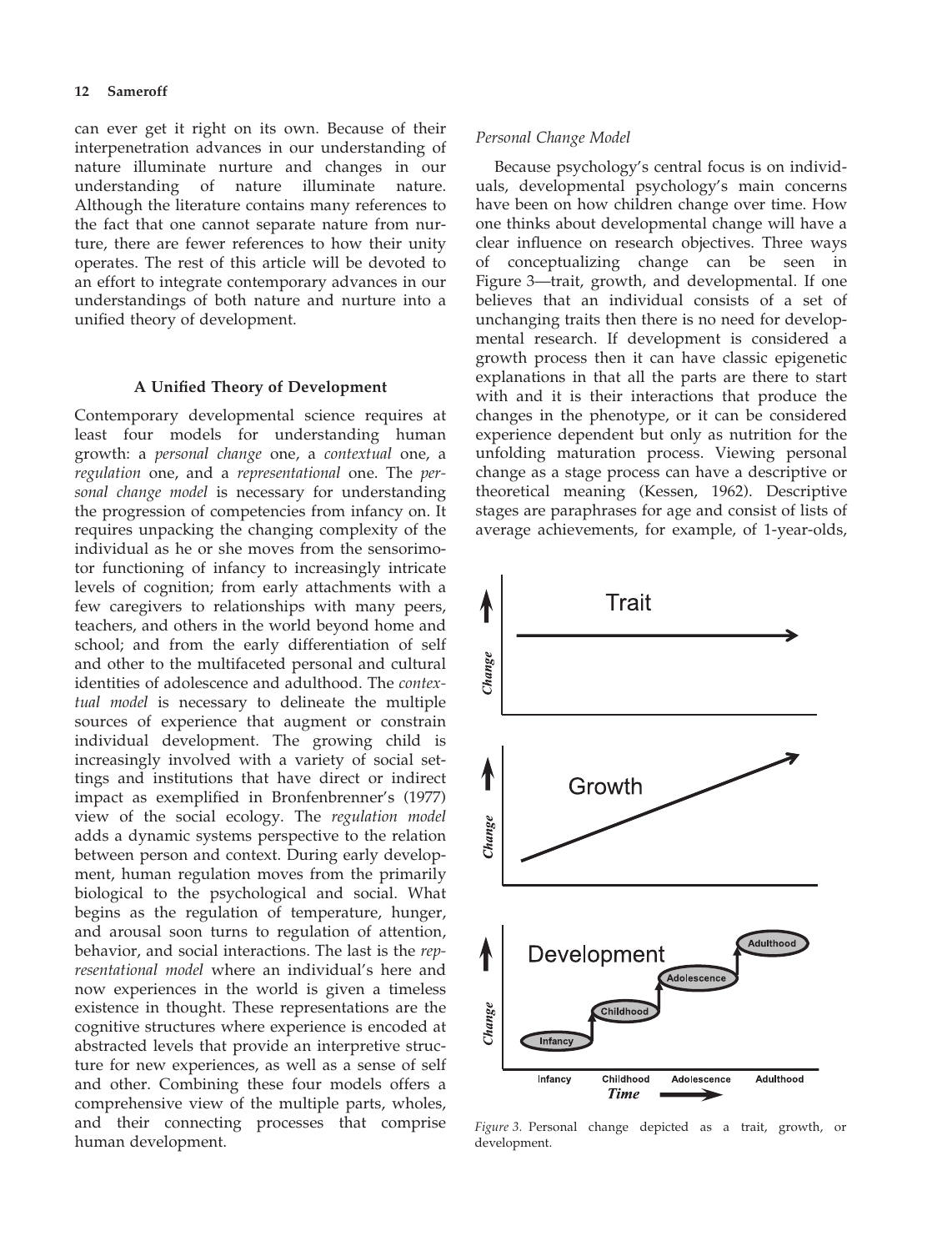can ever get it right on its own. Because of their interpenetration advances in our understanding of nature illuminate nurture and changes in our understanding of nature illuminate nature. Although the literature contains many references to the fact that one cannot separate nature from nurture, there are fewer references to how their unity operates. The rest of this article will be devoted to an effort to integrate contemporary advances in our understandings of both nature and nurture into a unified theory of development.

## A Unified Theory of Development

Contemporary developmental science requires at least four models for understanding human growth: a *personal change* one, a *contextual* one, a *regulation* one, and a *representational* one. The *personal change model* is necessary for understanding the progression of competencies from infancy on. It requires unpacking the changing complexity of the individual as he or she moves from the sensorimotor functioning of infancy to increasingly intricate levels of cognition; from early attachments with a few caregivers to relationships with many peers, teachers, and others in the world beyond home and school; and from the early differentiation of self and other to the multifaceted personal and cultural identities of adolescence and adulthood. The *contextual model* is necessary to delineate the multiple sources of experience that augment or constrain individual development. The growing child is increasingly involved with a variety of social settings and institutions that have direct or indirect impact as exemplified in Bronfenbrenner's (1977) view of the social ecology. The *regulation model* adds a dynamic systems perspective to the relation between person and context. During early development, human regulation moves from the primarily biological to the psychological and social. What begins as the regulation of temperature, hunger, and arousal soon turns to regulation of attention, behavior, and social interactions. The last is the *representational model* where an individual's here and now experiences in the world is given a timeless existence in thought. These representations are the cognitive structures where experience is encoded at abstracted levels that provide an interpretive structure for new experiences, as well as a sense of self and other. Combining these four models offers a comprehensive view of the multiple parts, wholes, and their connecting processes that comprise human development.

### *Personal Change Model*

Because psychology's central focus is on individuals, developmental psychology's main concerns have been on how children change over time. How one thinks about developmental change will have a clear influence on research objectives. Three ways of conceptualizing change can be seen in Figure 3—trait, growth, and developmental. If one believes that an individual consists of a set of unchanging traits then there is no need for developmental research. If development is considered a growth process then it can have classic epigenetic explanations in that all the parts are there to start with and it is their interactions that produce the changes in the phenotype, or it can be considered experience dependent but only as nutrition for the unfolding maturation process. Viewing personal change as a stage process can have a descriptive or theoretical meaning (Kessen, 1962). Descriptive stages are paraphrases for age and consist of lists of average achievements, for example, of 1-year-olds,

Trait

Change

Growth

Change

Development

Change

Infancy
Childhood
Adolescence
Adulthood

Infancy
Childhood
Adolescence
Adulthood

*Time*

*Figure 3.* Personal change depicted as a trait, growth, or development.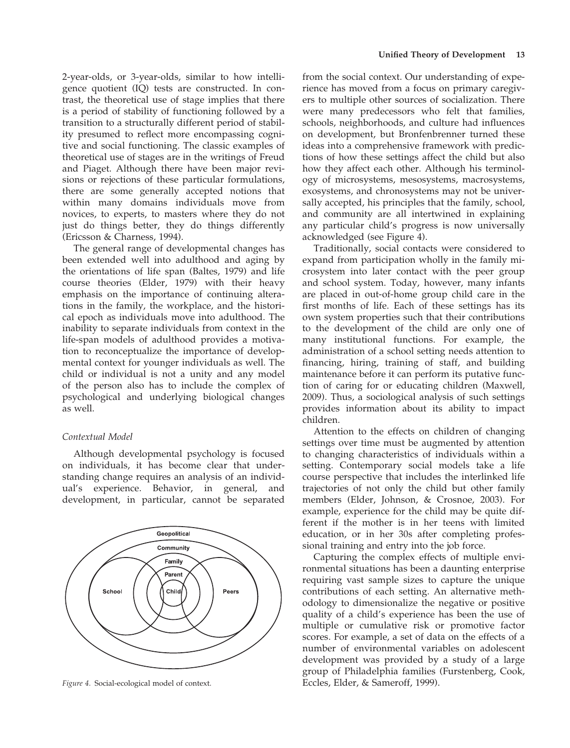2-year-olds, or 3-year-olds, similar to how intelligence quotient (IQ) tests are constructed. In contrast, the theoretical use of stage implies that there is a period of stability of functioning followed by a transition to a structurally different period of stability presumed to reflect more encompassing cognitive and social functioning. The classic examples of theoretical use of stages are in the writings of Freud and Piaget. Although there have been major revisions or rejections of these particular formulations, there are some generally accepted notions that within many domains individuals move from novices, to experts, to masters where they do not just do things better, they do things differently (Ericsson & Charness, 1994).

The general range of developmental changes has been extended well into adulthood and aging by the orientations of life span (Baltes, 1979) and life course theories (Elder, 1979) with their heavy emphasis on the importance of continuing alterations in the family, the workplace, and the historical epoch as individuals move into adulthood. The inability to separate individuals from context in the life-span models of adulthood provides a motivation to reconceptualize the importance of developmental context for younger individuals as well. The child or individual is not a unity and any model of the person also has to include the complex of psychological and underlying biological changes as well.

### *Contextual Model*

Although developmental psychology is focused on individuals, it has become clear that understanding change requires an analysis of an individual's experience. Behavior, in general, and development, in particular, cannot be separated from the social context. Our understanding of experience has moved from a focus on primary caregivers to multiple other sources of socialization. There were many predecessors who felt that families, schools, neighborhoods, and culture had influences on development, but Bronfenbrenner turned these ideas into a comprehensive framework with predictions of how these settings affect the child but also how they affect each other. Although his terminology of microsystems, mesosystems, macrosystems, exosystems, and chronosystems may not be universally accepted, his principles that the family, school, and community are all intertwined in explaining any particular child's progress is now universally acknowledged (see Figure 4).

Geopolitical
Community
Family
Parent
School
Child
Peers

*Figure 4.* Social-ecological model of context.

Traditionally, social contacts were considered to expand from participation wholly in the family microsystem into later contact with the peer group and school system. Today, however, many infants are placed in out-of-home group child care in the first months of life. Each of these settings has its own system properties such that their contributions to the development of the child are only one of many institutional functions. For example, the administration of a school setting needs attention to financing, hiring, training of staff, and building maintenance before it can perform its putative function of caring for or educating children (Maxwell, 2009). Thus, a sociological analysis of such settings provides information about its ability to impact children.

Attention to the effects on children of changing settings over time must be augmented by attention to changing characteristics of individuals within a setting. Contemporary social models take a life course perspective that includes the interlinked life trajectories of not only the child but other family members (Elder, Johnson, & Crosnoe, 2003). For example, experience for the child may be quite different if the mother is in her teens with limited education, or in her 30s after completing professional training and entry into the job force.

Capturing the complex effects of multiple environmental situations has been a daunting enterprise requiring vast sample sizes to capture the unique contributions of each setting. An alternative methodology to dimensionalize the negative or positive quality of a child's experience has been the use of multiple or cumulative risk or promotive factor scores. For example, a set of data on the effects of a number of environmental variables on adolescent development was provided by a study of a large group of Philadelphia families (Furstenberg, Cook, Eccles, Elder, & Sameroff, 1999).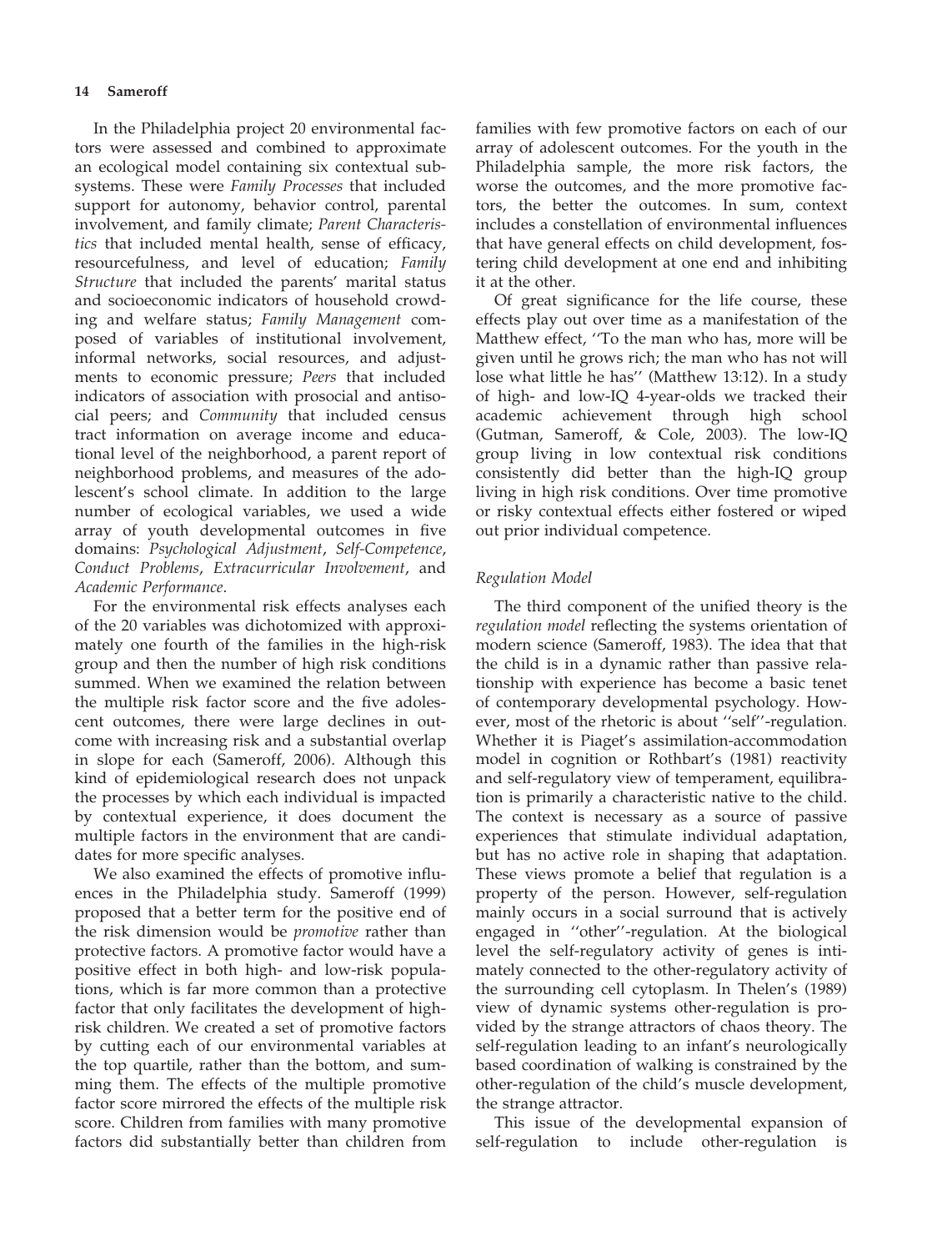In the Philadelphia project 20 environmental factors were assessed and combined to approximate an ecological model containing six contextual subsystems. These were *Family Processes* that included support for autonomy, behavior control, parental involvement, and family climate; *Parent Characteristics* that included mental health, sense of efficacy, resourcefulness, and level of education; *Family Structure* that included the parents' marital status and socioeconomic indicators of household crowding and welfare status; *Family Management* composed of variables of institutional involvement, informal networks, social resources, and adjustments to economic pressure; *Peers* that included indicators of association with prosocial and antisocial peers; and *Community* that included census tract information on average income and educational level of the neighborhood, a parent report of neighborhood problems, and measures of the adolescent's school climate. In addition to the large number of ecological variables, we used a wide array of youth developmental outcomes in five domains: *Psychological Adjustment*, *Self-Competence*, *Conduct Problems*, *Extracurricular Involvement*, and *Academic Performance*.

For the environmental risk effects analyses each of the 20 variables was dichotomized with approximately one fourth of the families in the high-risk group and then the number of high risk conditions summed. When we examined the relation between the multiple risk factor score and the five adolescent outcomes, there were large declines in outcome with increasing risk and a substantial overlap in slope for each (Sameroff, 2006). Although this kind of epidemiological research does not unpack the processes by which each individual is impacted by contextual experience, it does document the multiple factors in the environment that are candidates for more specific analyses.

We also examined the effects of promotive influences in the Philadelphia study. Sameroff (1999) proposed that a better term for the positive end of the risk dimension would be *promotive* rather than protective factors. A promotive factor would have a positive effect in both high- and low-risk populations, which is far more common than a protective factor that only facilitates the development of high-risk children. We created a set of promotive factors by cutting each of our environmental variables at the top quartile, rather than the bottom, and summing them. The effects of the multiple promotive factor score mirrored the effects of the multiple risk score. Children from families with many promotive factors did substantially better than children from families with few promotive factors on each of our array of adolescent outcomes. For the youth in the Philadelphia sample, the more risk factors, the worse the outcomes, and the more promotive factors, the better the outcomes. In sum, context includes a constellation of environmental influences that have general effects on child development, fostering child development at one end and inhibiting it at the other.

Of great significance for the life course, these effects play out over time as a manifestation of the Matthew effect, ''To the man who has, more will be given until he grows rich; the man who has not will lose what little he has'' (Matthew 13:12). In a study of high- and low-IQ 4-year-olds we tracked their academic achievement through high school (Gutman, Sameroff, & Cole, 2003). The low-IQ group living in low contextual risk conditions consistently did better than the high-IQ group living in high risk conditions. Over time promotive or risky contextual effects either fostered or wiped out prior individual competence.

### *Regulation Model*

The third component of the unified theory is the *regulation model* reflecting the systems orientation of modern science (Sameroff, 1983). The idea that that the child is in a dynamic rather than passive relationship with experience has become a basic tenet of contemporary developmental psychology. However, most of the rhetoric is about ''self''-regulation. Whether it is Piaget's assimilation-accommodation model in cognition or Rothbart's (1981) reactivity and self-regulatory view of temperament, equilibration is primarily a characteristic native to the child. The context is necessary as a source of passive experiences that stimulate individual adaptation, but has no active role in shaping that adaptation. These views promote a belief that regulation is a property of the person. However, self-regulation mainly occurs in a social surround that is actively engaged in ''other''-regulation. At the biological level the self-regulatory activity of genes is intimately connected to the other-regulatory activity of the surrounding cell cytoplasm. In Thelen's (1989) view of dynamic systems other-regulation is provided by the strange attractors of chaos theory. The self-regulation leading to an infant's neurologically based coordination of walking is constrained by the other-regulation of the child's muscle development, the strange attractor.

This issue of the developmental expansion of self-regulation to include other-regulation is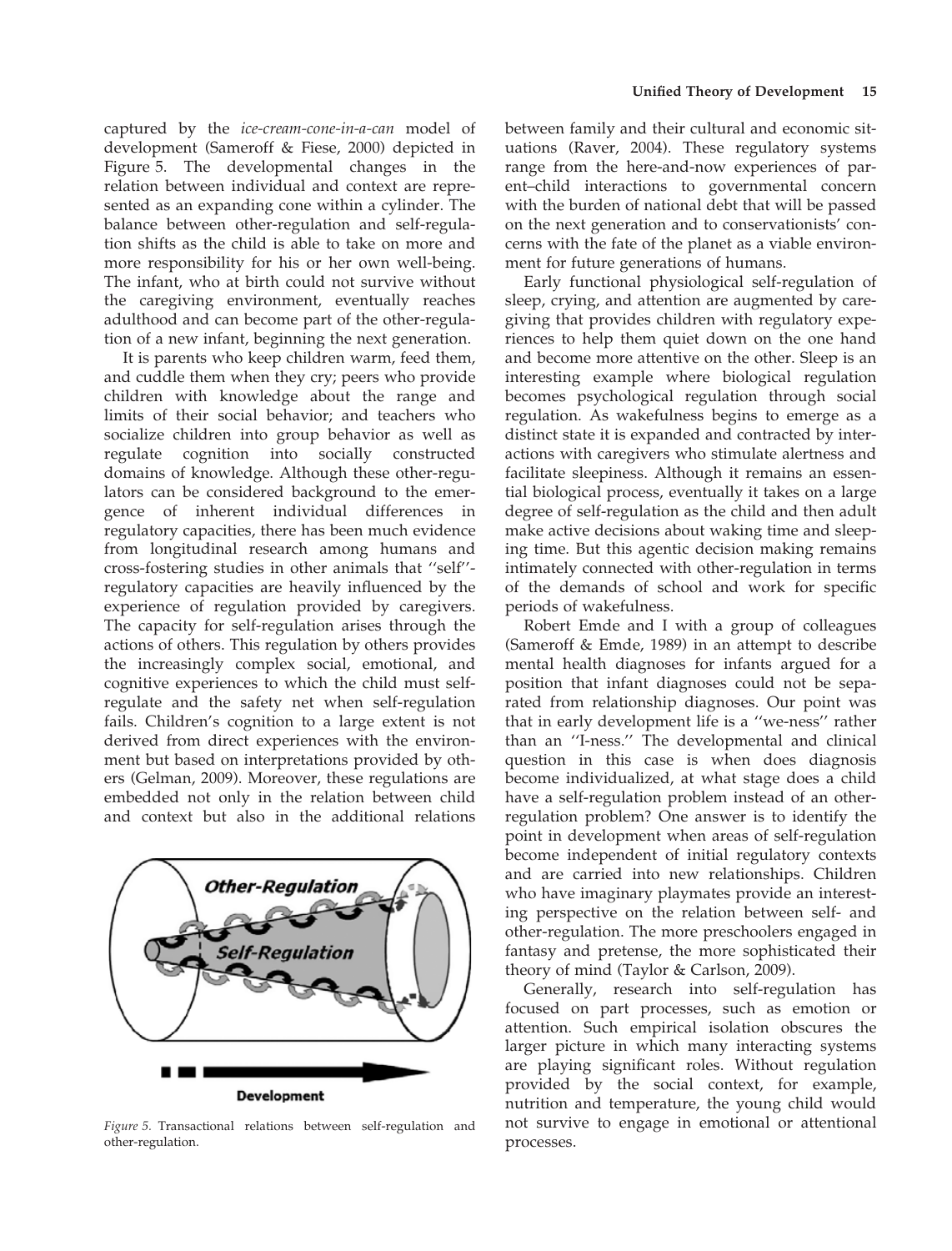captured by the *ice-cream-cone-in-a-can* model of development (Sameroff & Fiese, 2000) depicted in Figure 5. The developmental changes in the relation between individual and context are represented as an expanding cone within a cylinder. The balance between other-regulation and self-regulation shifts as the child is able to take on more and more responsibility for his or her own well-being. The infant, who at birth could not survive without the caregiving environment, eventually reaches adulthood and can become part of the other-regulation of a new infant, beginning the next generation.

It is parents who keep children warm, feed them, and cuddle them when they cry; peers who provide children with knowledge about the range and limits of their social behavior; and teachers who socialize children into group behavior as well as regulate cognition into socially constructed domains of knowledge. Although these other-regulators can be considered background to the emergence of inherent individual differences in regulatory capacities, there has been much evidence from longitudinal research among humans and cross-fostering studies in other animals that ''self''-regulatory capacities are heavily influenced by the experience of regulation provided by caregivers. The capacity for self-regulation arises through the actions of others. This regulation by others provides the increasingly complex social, emotional, and cognitive experiences to which the child must self-regulate and the safety net when self-regulation fails. Children's cognition to a large extent is not derived from direct experiences with the environment but based on interpretations provided by others (Gelman, 2009). Moreover, these regulations are embedded not only in the relation between child and context but also in the additional relations between family and their cultural and economic situations (Raver, 2004). These regulatory systems range from the here-and-now experiences of parent–child interactions to governmental concern with the burden of national debt that will be passed on the next generation and to conservationists' concerns with the fate of the planet as a viable environment for future generations of humans.

Other-Regulation

Self-Regulation

Development

*Figure 5.* Transactional relations between self-regulation and other-regulation.

Early functional physiological self-regulation of sleep, crying, and attention are augmented by caregiving that provides children with regulatory experiences to help them quiet down on the one hand and become more attentive on the other. Sleep is an interesting example where biological regulation becomes psychological regulation through social regulation. As wakefulness begins to emerge as a distinct state it is expanded and contracted by interactions with caregivers who stimulate alertness and facilitate sleepiness. Although it remains an essential biological process, eventually it takes on a large degree of self-regulation as the child and then adult make active decisions about waking time and sleeping time. But this agentic decision making remains intimately connected with other-regulation in terms of the demands of school and work for specific periods of wakefulness.

Robert Emde and I with a group of colleagues (Sameroff & Emde, 1989) in an attempt to describe mental health diagnoses for infants argued for a position that infant diagnoses could not be separated from relationship diagnoses. Our point was that in early development life is a ''we-ness'' rather than an ''I-ness.'' The developmental and clinical question in this case is when does diagnosis become individualized, at what stage does a child have a self-regulation problem instead of an other-regulation problem? One answer is to identify the point in development when areas of self-regulation become independent of initial regulatory contexts and are carried into new relationships. Children who have imaginary playmates provide an interesting perspective on the relation between self- and other-regulation. The more preschoolers engaged in fantasy and pretense, the more sophisticated their theory of mind (Taylor & Carlson, 2009).

Generally, research into self-regulation has focused on part processes, such as emotion or attention. Such empirical isolation obscures the larger picture in which many interacting systems are playing significant roles. Without regulation provided by the social context, for example, nutrition and temperature, the young child would not survive to engage in emotional or attentional processes.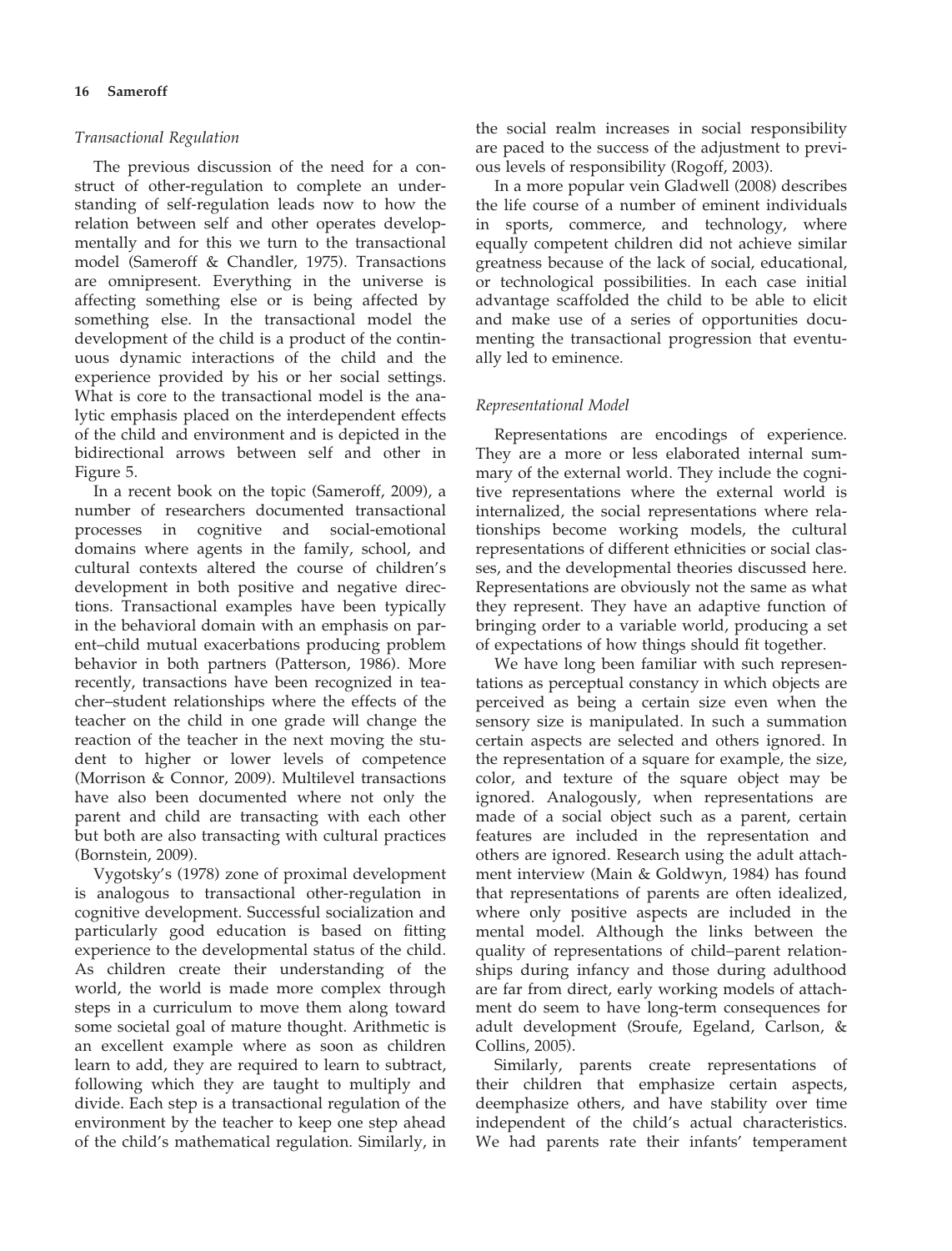### *Transactional Regulation*

The previous discussion of the need for a construct of other-regulation to complete an understanding of self-regulation leads now to how the relation between self and other operates developmentally and for this we turn to the transactional model (Sameroff & Chandler, 1975). Transactions are omnipresent. Everything in the universe is affecting something else or is being affected by something else. In the transactional model the development of the child is a product of the continuous dynamic interactions of the child and the experience provided by his or her social settings. What is core to the transactional model is the analytic emphasis placed on the interdependent effects of the child and environment and is depicted in the bidirectional arrows between self and other in Figure 5.

In a recent book on the topic (Sameroff, 2009), a number of researchers documented transactional processes in cognitive and social-emotional domains where agents in the family, school, and cultural contexts altered the course of children's development in both positive and negative directions. Transactional examples have been typically in the behavioral domain with an emphasis on parent–child mutual exacerbations producing problem behavior in both partners (Patterson, 1986). More recently, transactions have been recognized in teacher–student relationships where the effects of the teacher on the child in one grade will change the reaction of the teacher in the next moving the student to higher or lower levels of competence (Morrison & Connor, 2009). Multilevel transactions have also been documented where not only the parent and child are transacting with each other but both are also transacting with cultural practices (Bornstein, 2009).

Vygotsky's (1978) zone of proximal development is analogous to transactional other-regulation in cognitive development. Successful socialization and particularly good education is based on fitting experience to the developmental status of the child. As children create their understanding of the world, the world is made more complex through steps in a curriculum to move them along toward some societal goal of mature thought. Arithmetic is an excellent example where as soon as children learn to add, they are required to learn to subtract, following which they are taught to multiply and divide. Each step is a transactional regulation of the environment by the teacher to keep one step ahead of the child's mathematical regulation. Similarly, in the social realm increases in social responsibility are paced to the success of the adjustment to previous levels of responsibility (Rogoff, 2003).

In a more popular vein Gladwell (2008) describes the life course of a number of eminent individuals in sports, commerce, and technology, where equally competent children did not achieve similar greatness because of the lack of social, educational, or technological possibilities. In each case initial advantage scaffolded the child to be able to elicit and make use of a series of opportunities documenting the transactional progression that eventually led to eminence.

### *Representational Model*

Representations are encodings of experience. They are a more or less elaborated internal summary of the external world. They include the cognitive representations where the external world is internalized, the social representations where relationships become working models, the cultural representations of different ethnicities or social classes, and the developmental theories discussed here. Representations are obviously not the same as what they represent. They have an adaptive function of bringing order to a variable world, producing a set of expectations of how things should fit together.

We have long been familiar with such representations as perceptual constancy in which objects are perceived as being a certain size even when the sensory size is manipulated. In such a summation certain aspects are selected and others ignored. In the representation of a square for example, the size, color, and texture of the square object may be ignored. Analogously, when representations are made of a social object such as a parent, certain features are included in the representation and others are ignored. Research using the adult attachment interview (Main & Goldwyn, 1984) has found that representations of parents are often idealized, where only positive aspects are included in the mental model. Although the links between the quality of representations of child–parent relationships during infancy and those during adulthood are far from direct, early working models of attachment do seem to have long-term consequences for adult development (Sroufe, Egeland, Carlson, & Collins, 2005).

Similarly, parents create representations of their children that emphasize certain aspects, deemphasize others, and have stability over time independent of the child's actual characteristics. We had parents rate their infants' temperament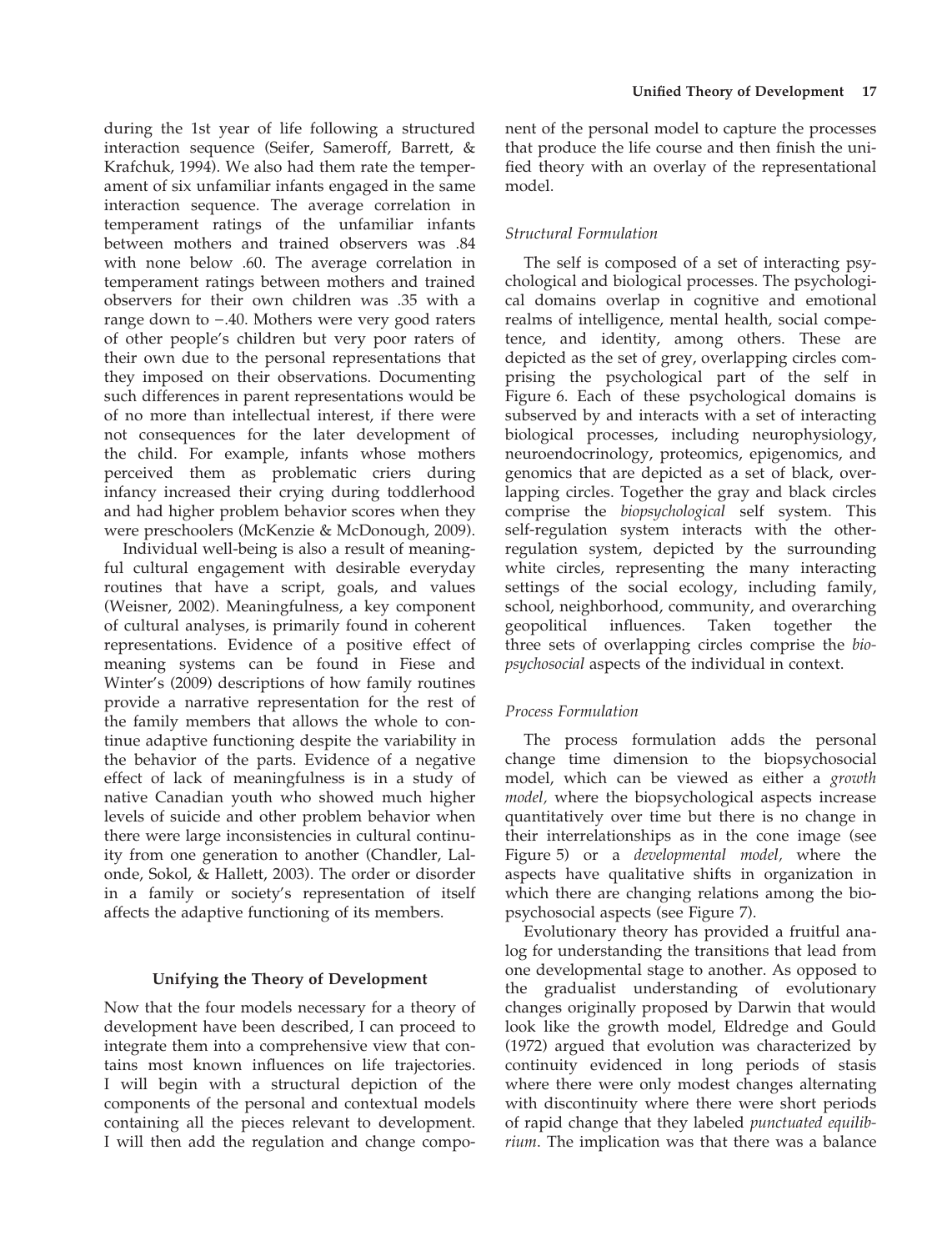during the 1st year of life following a structured interaction sequence (Seifer, Sameroff, Barrett, & Krafchuk, 1994). We also had them rate the temperament of six unfamiliar infants engaged in the same interaction sequence. The average correlation in temperament ratings of the unfamiliar infants between mothers and trained observers was .84 with none below .60. The average correlation in temperament ratings between mothers and trained observers for their own children was .35 with a range down to −.40. Mothers were very good raters of other people's children but very poor raters of their own due to the personal representations that they imposed on their observations. Documenting such differences in parent representations would be of no more than intellectual interest, if there were not consequences for the later development of the child. For example, infants whose mothers perceived them as problematic criers during infancy increased their crying during toddlerhood and had higher problem behavior scores when they were preschoolers (McKenzie & McDonough, 2009).

Individual well-being is also a result of meaningful cultural engagement with desirable everyday routines that have a script, goals, and values (Weisner, 2002). Meaningfulness, a key component of cultural analyses, is primarily found in coherent representations. Evidence of a positive effect of meaning systems can be found in Fiese and Winter's (2009) descriptions of how family routines provide a narrative representation for the rest of the family members that allows the whole to continue adaptive functioning despite the variability in the behavior of the parts. Evidence of a negative effect of lack of meaningfulness is in a study of native Canadian youth who showed much higher levels of suicide and other problem behavior when there were large inconsistencies in cultural continuity from one generation to another (Chandler, Lalonde, Sokol, & Hallett, 2003). The order or disorder in a family or society's representation of itself affects the adaptive functioning of its members.

## Unifying the Theory of Development

Now that the four models necessary for a theory of development have been described, I can proceed to integrate them into a comprehensive view that contains most known influences on life trajectories. I will begin with a structural depiction of the components of the personal and contextual models containing all the pieces relevant to development. I will then add the regulation and change component of the personal model to capture the processes that produce the life course and then finish the unified theory with an overlay of the representational model.

### *Structural Formulation*

The self is composed of a set of interacting psychological and biological processes. The psychological domains overlap in cognitive and emotional realms of intelligence, mental health, social competence, and identity, among others. These are depicted as the set of grey, overlapping circles comprising the psychological part of the self in Figure 6. Each of these psychological domains is subserved by and interacts with a set of interacting biological processes, including neurophysiology, neuroendocrinology, proteomics, epigenomics, and genomics that are depicted as a set of black, overlapping circles. Together the gray and black circles comprise the *biopsychological* self system. This self-regulation system interacts with the other-regulation system, depicted by the surrounding white circles, representing the many interacting settings of the social ecology, including family, school, neighborhood, community, and overarching geopolitical influences. Taken together the three sets of overlapping circles comprise the *biopsychosocial* aspects of the individual in context.

### *Process Formulation*

The process formulation adds the personal change time dimension to the biopsychosocial model, which can be viewed as either a *growth model,* where the biopsychological aspects increase quantitatively over time but there is no change in their interrelationships as in the cone image (see Figure 5) or a *developmental model,* where the aspects have qualitative shifts in organization in which there are changing relations among the biopsychosocial aspects (see Figure 7).

Evolutionary theory has provided a fruitful analog for understanding the transitions that lead from one developmental stage to another. As opposed to the gradualist understanding of evolutionary changes originally proposed by Darwin that would look like the growth model, Eldredge and Gould (1972) argued that evolution was characterized by continuity evidenced in long periods of stasis where there were only modest changes alternating with discontinuity where there were short periods of rapid change that they labeled *punctuated equilibrium*. The implication was that there was a balance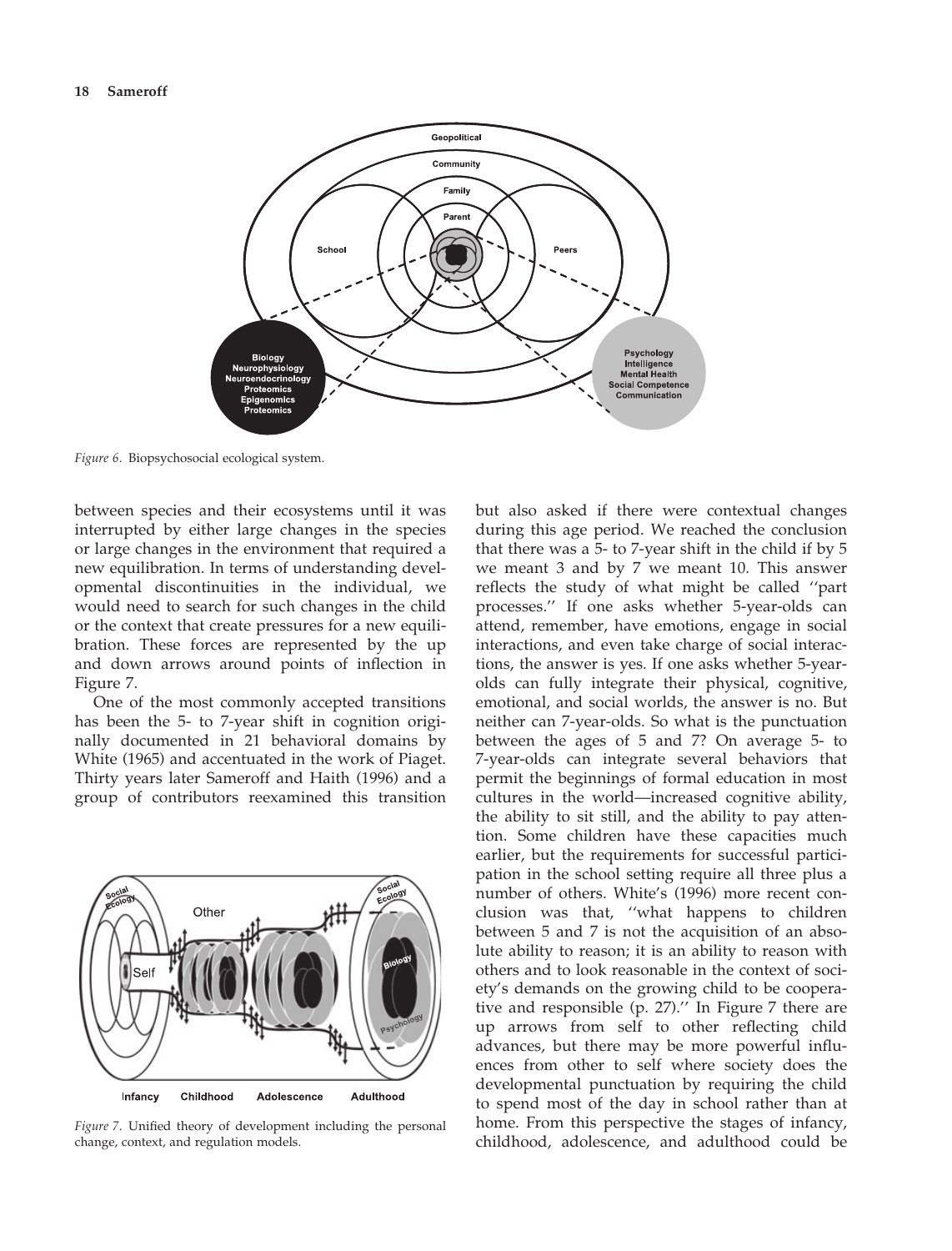*Figure 6.* Biopsychosocial ecological system.

*Figure 7.* Unified theory of development including the personal change, context, and regulation models.

between species and their ecosystems until it was interrupted by either large changes in the species or large changes in the environment that required a new equilibration. In terms of understanding developmental discontinuities in the individual, we would need to search for such changes in the child or the context that create pressures for a new equilibration. These forces are represented by the up and down arrows around points of inflection in Figure 7.

One of the most commonly accepted transitions has been the 5- to 7-year shift in cognition originally documented in 21 behavioral domains by White (1965) and accentuated in the work of Piaget. Thirty years later Sameroff and Haith (1996) and a group of contributors reexamined this transition but also asked if there were contextual changes during this age period. We reached the conclusion that there was a 5- to 7-year shift in the child if by 5 we meant 3 and by 7 we meant 10. This answer reflects the study of what might be called ''part processes.'' If one asks whether 5-year-olds can attend, remember, have emotions, engage in social interactions, and even take charge of social interactions, the answer is yes. If one asks whether 5-year-olds can fully integrate their physical, cognitive, emotional, and social worlds, the answer is no. But neither can 7-year-olds. So what is the punctuation between the ages of 5 and 7? On average 5- to 7-year-olds can integrate several behaviors that permit the beginnings of formal education in most cultures in the world—increased cognitive ability, the ability to sit still, and the ability to pay attention. Some children have these capacities much earlier, but the requirements for successful participation in the school setting require all three plus a number of others. White's (1996) more recent conclusion was that, ''what happens to children between 5 and 7 is not the acquisition of an absolute ability to reason; it is an ability to reason with others and to look reasonable in the context of society's demands on the growing child to be cooperative and responsible (p. 27).'' In Figure 7 there are up arrows from self to other reflecting child advances, but there may be more powerful influences from other to self where society does the developmental punctuation by requiring the child to spend most of the day in school rather than at home. From this perspective the stages of infancy, childhood, adolescence, and adulthood could be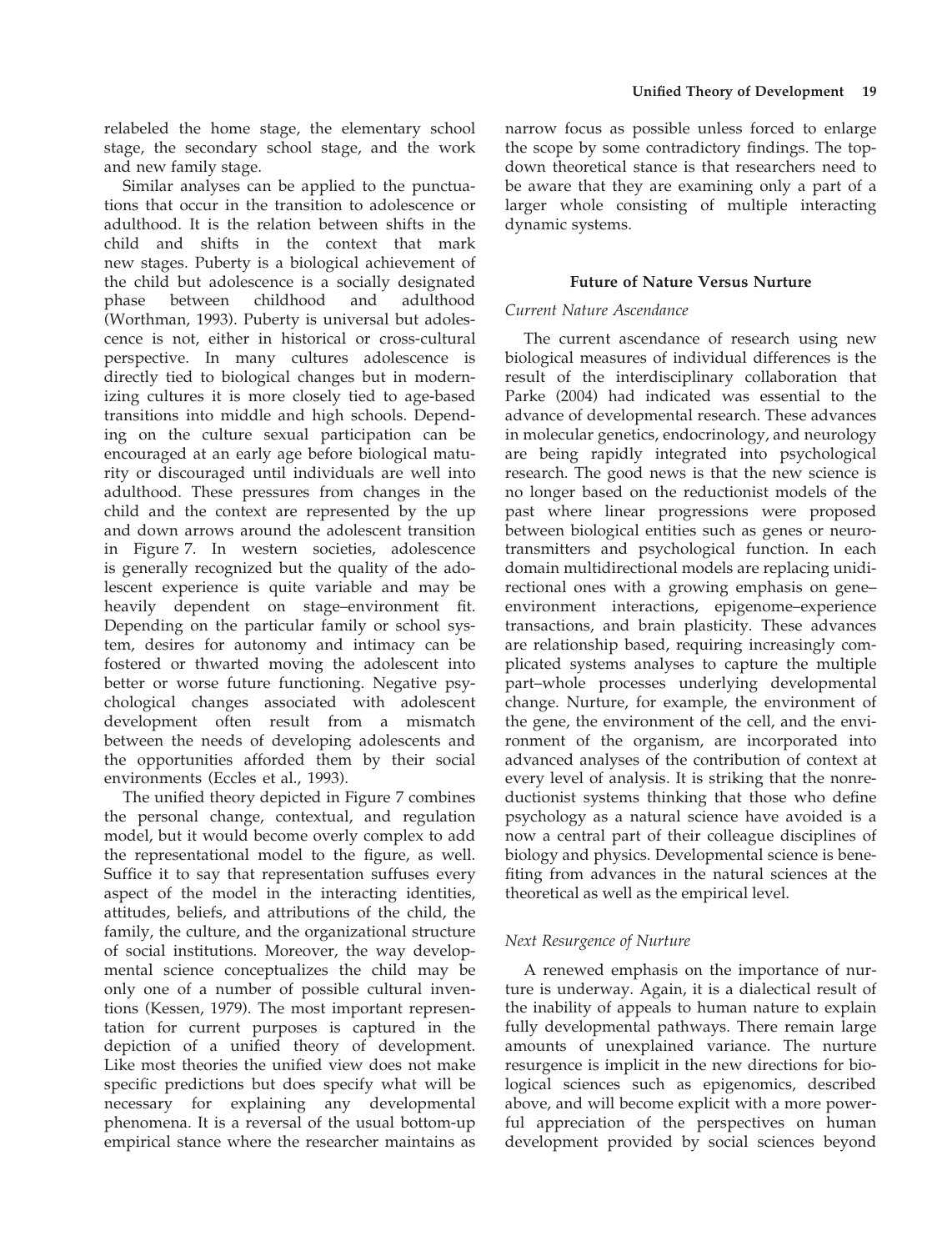relabeled the home stage, the elementary school stage, the secondary school stage, and the work and new family stage.

Similar analyses can be applied to the punctuations that occur in the transition to adolescence or adulthood. It is the relation between shifts in the child and shifts in the context that mark new stages. Puberty is a biological achievement of the child but adolescence is a socially designated phase between childhood and adulthood (Worthman, 1993). Puberty is universal but adolescence is not, either in historical or cross-cultural perspective. In many cultures adolescence is directly tied to biological changes but in modernizing cultures it is more closely tied to age-based transitions into middle and high schools. Depending on the culture sexual participation can be encouraged at an early age before biological maturity or discouraged until individuals are well into adulthood. These pressures from changes in the child and the context are represented by the up and down arrows around the adolescent transition in Figure 7. In western societies, adolescence is generally recognized but the quality of the adolescent experience is quite variable and may be heavily dependent on stage–environment fit. Depending on the particular family or school system, desires for autonomy and intimacy can be fostered or thwarted moving the adolescent into better or worse future functioning. Negative psychological changes associated with adolescent development often result from a mismatch between the needs of developing adolescents and the opportunities afforded them by their social environments (Eccles et al., 1993).

The unified theory depicted in Figure 7 combines the personal change, contextual, and regulation model, but it would become overly complex to add the representational model to the figure, as well. Suffice it to say that representation suffuses every aspect of the model in the interacting identities, attitudes, beliefs, and attributions of the child, the family, the culture, and the organizational structure of social institutions. Moreover, the way developmental science conceptualizes the child may be only one of a number of possible cultural inventions (Kessen, 1979). The most important representation for current purposes is captured in the depiction of a unified theory of development. Like most theories the unified view does not make specific predictions but does specify what will be necessary for explaining any developmental phenomena. It is a reversal of the usual bottom-up empirical stance where the researcher maintains as narrow focus as possible unless forced to enlarge the scope by some contradictory findings. The top-down theoretical stance is that researchers need to be aware that they are examining only a part of a larger whole consisting of multiple interacting dynamic systems.

## Future of Nature Versus Nurture

### *Current Nature Ascendance*

The current ascendance of research using new biological measures of individual differences is the result of the interdisciplinary collaboration that Parke (2004) had indicated was essential to the advance of developmental research. These advances in molecular genetics, endocrinology, and neurology are being rapidly integrated into psychological research. The good news is that the new science is no longer based on the reductionist models of the past where linear progressions were proposed between biological entities such as genes or neurotransmitters and psychological function. In each domain multidirectional models are replacing unidirectional ones with a growing emphasis on gene–environment interactions, epigenome–experience transactions, and brain plasticity. These advances are relationship based, requiring increasingly complicated systems analyses to capture the multiple part–whole processes underlying developmental change. Nurture, for example, the environment of the gene, the environment of the cell, and the environment of the organism, are incorporated into advanced analyses of the contribution of context at every level of analysis. It is striking that the nonreductionist systems thinking that those who define psychology as a natural science have avoided is a now a central part of their colleague disciplines of biology and physics. Developmental science is benefiting from advances in the natural sciences at the theoretical as well as the empirical level.

### *Next Resurgence of Nurture*

A renewed emphasis on the importance of nurture is underway. Again, it is a dialectical result of the inability of appeals to human nature to explain fully developmental pathways. There remain large amounts of unexplained variance. The nurture resurgence is implicit in the new directions for biological sciences such as epigenomics, described above, and will become explicit with a more powerful appreciation of the perspectives on human development provided by social sciences beyond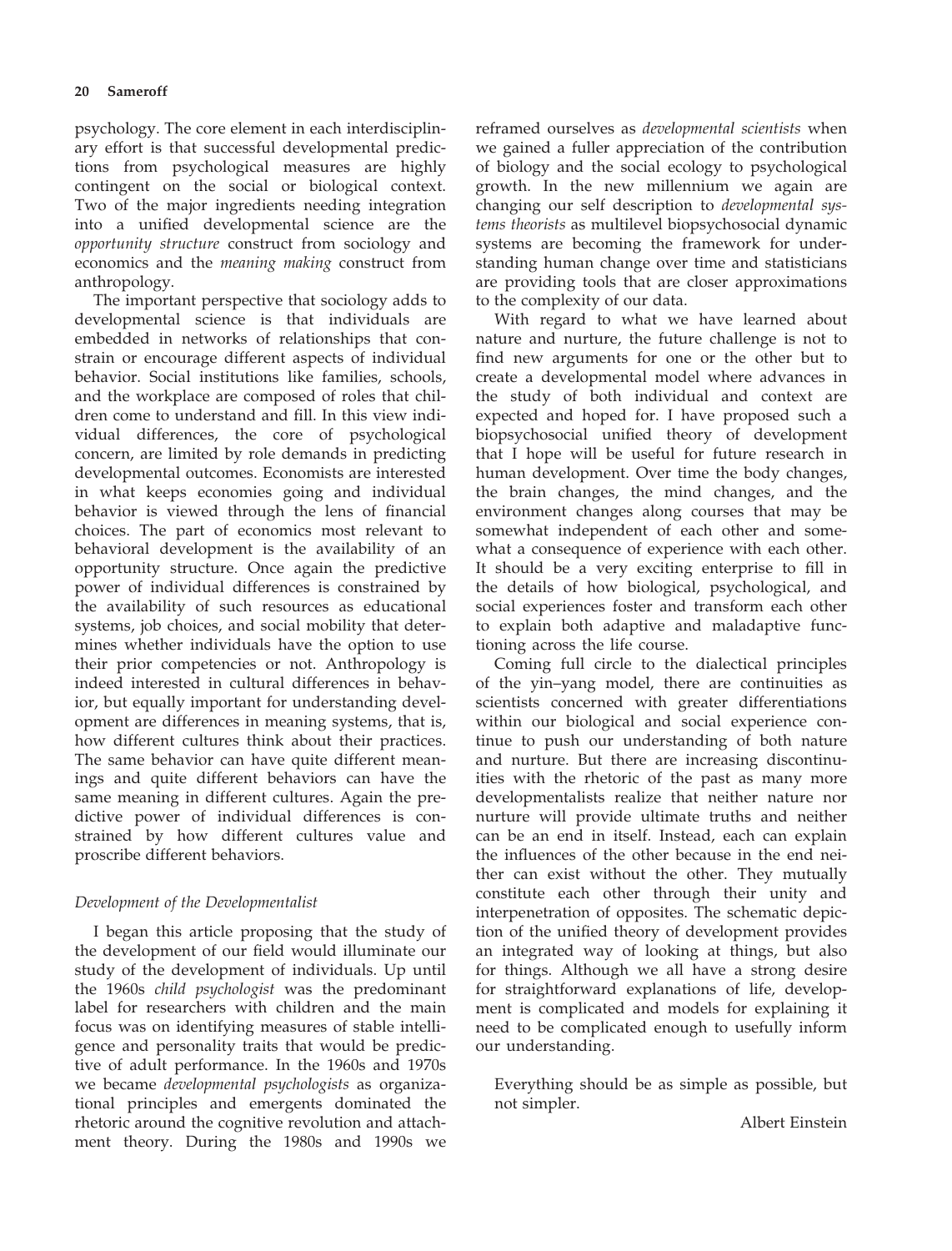psychology. The core element in each interdisciplinary effort is that successful developmental predictions from psychological measures are highly contingent on the social or biological context. Two of the major ingredients needing integration into a unified developmental science are the *opportunity structure* construct from sociology and economics and the *meaning making* construct from anthropology.

The important perspective that sociology adds to developmental science is that individuals are embedded in networks of relationships that constrain or encourage different aspects of individual behavior. Social institutions like families, schools, and the workplace are composed of roles that children come to understand and fill. In this view individual differences, the core of psychological concern, are limited by role demands in predicting developmental outcomes. Economists are interested in what keeps economies going and individual behavior is viewed through the lens of financial choices. The part of economics most relevant to behavioral development is the availability of an opportunity structure. Once again the predictive power of individual differences is constrained by the availability of such resources as educational systems, job choices, and social mobility that determines whether individuals have the option to use their prior competencies or not. Anthropology is indeed interested in cultural differences in behavior, but equally important for understanding development are differences in meaning systems, that is, how different cultures think about their practices. The same behavior can have quite different meanings and quite different behaviors can have the same meaning in different cultures. Again the predictive power of individual differences is constrained by how different cultures value and proscribe different behaviors.

### *Development of the Developmentalist*

I began this article proposing that the study of the development of our field would illuminate our study of the development of individuals. Up until the 1960s *child psychologist* was the predominant label for researchers with children and the main focus was on identifying measures of stable intelligence and personality traits that would be predictive of adult performance. In the 1960s and 1970s we became *developmental psychologists* as organizational principles and emergents dominated the rhetoric around the cognitive revolution and attachment theory. During the 1980s and 1990s we reframed ourselves as *developmental scientists* when we gained a fuller appreciation of the contribution of biology and the social ecology to psychological growth. In the new millennium we again are changing our self description to *developmental systems theorists* as multilevel biopsychosocial dynamic systems are becoming the framework for understanding human change over time and statisticians are providing tools that are closer approximations to the complexity of our data.

With regard to what we have learned about nature and nurture, the future challenge is not to find new arguments for one or the other but to create a developmental model where advances in the study of both individual and context are expected and hoped for. I have proposed such a biopsychosocial unified theory of development that I hope will be useful for future research in human development. Over time the body changes, the brain changes, the mind changes, and the environment changes along courses that may be somewhat independent of each other and somewhat a consequence of experience with each other. It should be a very exciting enterprise to fill in the details of how biological, psychological, and social experiences foster and transform each other to explain both adaptive and maladaptive functioning across the life course.

Coming full circle to the dialectical principles of the yin–yang model, there are continuities as scientists concerned with greater differentiations within our biological and social experience continue to push our understanding of both nature and nurture. But there are increasing discontinuities with the rhetoric of the past as many more developmentalists realize that neither nature nor nurture will provide ultimate truths and neither can be an end in itself. Instead, each can explain the influences of the other because in the end neither can exist without the other. They mutually constitute each other through their unity and interpenetration of opposites. The schematic depiction of the unified theory of development provides an integrated way of looking at things, but also for things. Although we all have a strong desire for straightforward explanations of life, development is complicated and models for explaining it need to be complicated enough to usefully inform our understanding.

> Everything should be as simple as possible, but not simpler.
>
> Albert Einstein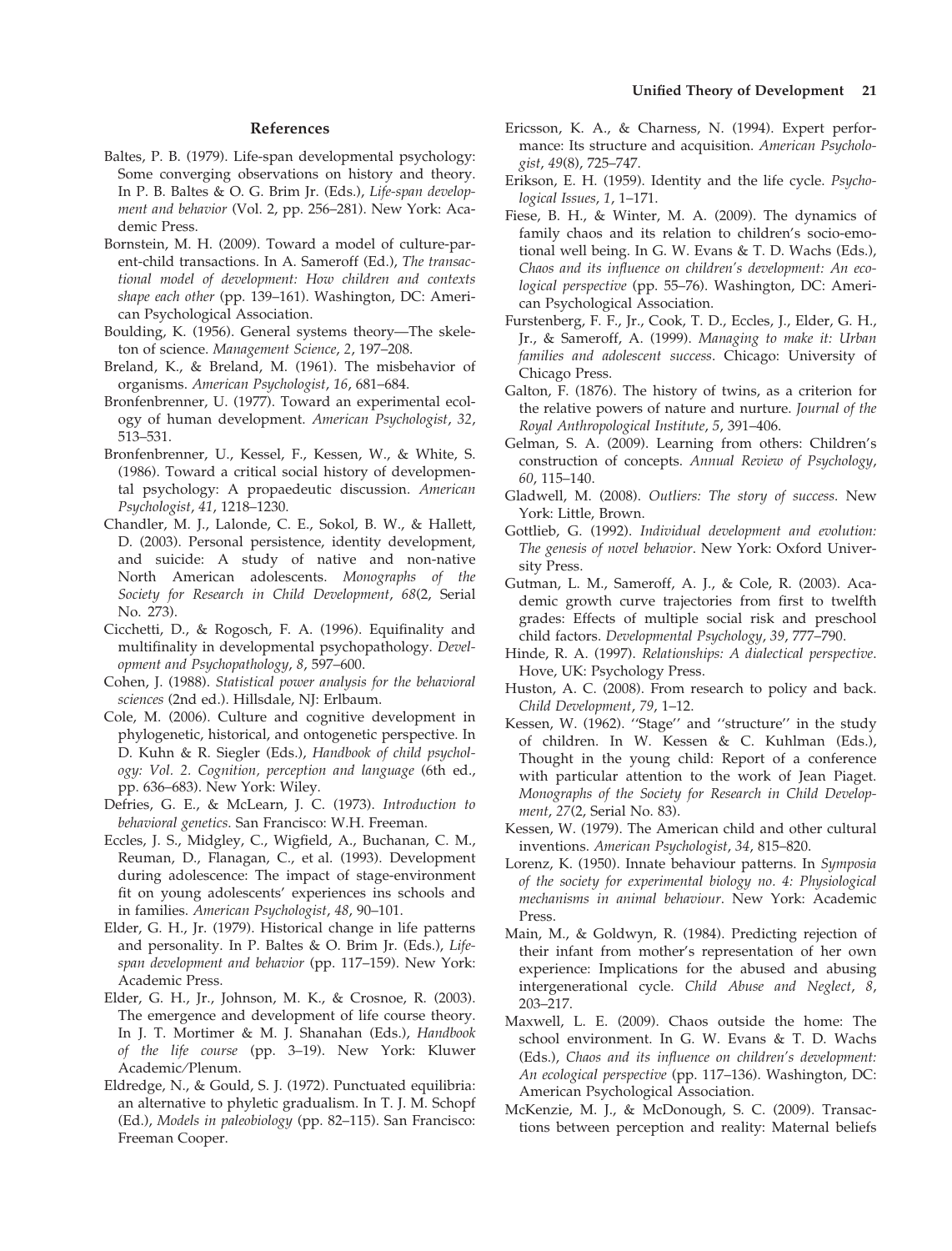## References

Baltes, P. B. (1979). Life-span developmental psychology: Some converging observations on history and theory. In P. B. Baltes & O. G. Brim Jr. (Eds.), *Life-span development and behavior* (Vol. 2, pp. 256–281). New York: Academic Press.

Bornstein, M. H. (2009). Toward a model of culture-parent-child transactions. In A. Sameroff (Ed.), *The transactional model of development: How children and contexts shape each other* (pp. 139–161). Washington, DC: American Psychological Association.

Boulding, K. (1956). General systems theory—The skeleton of science. *Management Science*, *2*, 197–208.

Breland, K., & Breland, M. (1961). The misbehavior of organisms. *American Psychologist*, *16*, 681–684.

Bronfenbrenner, U. (1977). Toward an experimental ecology of human development. *American Psychologist*, *32*, 513–531.

Bronfenbrenner, U., Kessel, F., Kessen, W., & White, S. (1986). Toward a critical social history of developmental psychology: A propaedeutic discussion. *American Psychologist*, *41*, 1218–1230.

Chandler, M. J., Lalonde, C. E., Sokol, B. W., & Hallett, D. (2003). Personal persistence, identity development, and suicide: A study of native and non-native North American adolescents. *Monographs of the Society for Research in Child Development*, *68*(2, Serial No. 273).

Cicchetti, D., & Rogosch, F. A. (1996). Equifinality and multifinality in developmental psychopathology. *Development and Psychopathology*, *8*, 597–600.

Cohen, J. (1988). *Statistical power analysis for the behavioral sciences* (2nd ed.). Hillsdale, NJ: Erlbaum.

Cole, M. (2006). Culture and cognitive development in phylogenetic, historical, and ontogenetic perspective. In D. Kuhn & R. Siegler (Eds.), *Handbook of child psychology: Vol. 2. Cognition, perception and language* (6th ed., pp. 636–683). New York: Wiley.

Defries, G. E., & McLearn, J. C. (1973). *Introduction to behavioral genetics*. San Francisco: W.H. Freeman.

Eccles, J. S., Midgley, C., Wigfield, A., Buchanan, C. M., Reuman, D., Flanagan, C., et al. (1993). Development during adolescence: The impact of stage-environment fit on young adolescents' experiences ins schools and in families. *American Psychologist*, *48*, 90–101.

Elder, G. H., Jr. (1979). Historical change in life patterns and personality. In P. Baltes & O. Brim Jr. (Eds.), *Life-span development and behavior* (pp. 117–159). New York: Academic Press.

Elder, G. H., Jr., Johnson, M. K., & Crosnoe, R. (2003). The emergence and development of life course theory. In J. T. Mortimer & M. J. Shanahan (Eds.), *Handbook of the life course* (pp. 3–19). New York: Kluwer Academic/Plenum.

Eldredge, N., & Gould, S. J. (1972). Punctuated equilibria: an alternative to phyletic gradualism. In T. J. M. Schopf (Ed.), *Models in paleobiology* (pp. 82–115). San Francisco: Freeman Cooper.

Ericsson, K. A., & Charness, N. (1994). Expert performance: Its structure and acquisition. *American Psychologist*, *49*(8), 725–747.

Erikson, E. H. (1959). Identity and the life cycle. *Psychological Issues*, *1*, 1–171.

Fiese, B. H., & Winter, M. A. (2009). The dynamics of family chaos and its relation to children's socio-emotional well being. In G. W. Evans & T. D. Wachs (Eds.), *Chaos and its influence on children's development: An ecological perspective* (pp. 55–76). Washington, DC: American Psychological Association.

Furstenberg, F. F., Jr., Cook, T. D., Eccles, J., Elder, G. H., Jr., & Sameroff, A. (1999). *Managing to make it: Urban families and adolescent success*. Chicago: University of Chicago Press.

Galton, F. (1876). The history of twins, as a criterion for the relative powers of nature and nurture. *Journal of the Royal Anthropological Institute*, *5*, 391–406.

Gelman, S. A. (2009). Learning from others: Children's construction of concepts. *Annual Review of Psychology*, *60*, 115–140.

Gladwell, M. (2008). *Outliers: The story of success*. New York: Little, Brown.

Gottlieb, G. (1992). *Individual development and evolution: The genesis of novel behavior*. New York: Oxford University Press.

Gutman, L. M., Sameroff, A. J., & Cole, R. (2003). Academic growth curve trajectories from first to twelfth grades: Effects of multiple social risk and preschool child factors. *Developmental Psychology*, *39*, 777–790.

Hinde, R. A. (1997). *Relationships: A dialectical perspective*. Hove, UK: Psychology Press.

Huston, A. C. (2008). From research to policy and back. *Child Development*, *79*, 1–12.

Kessen, W. (1962). ''Stage'' and ''structure'' in the study of children. In W. Kessen & C. Kuhlman (Eds.), Thought in the young child: Report of a conference with particular attention to the work of Jean Piaget. *Monographs of the Society for Research in Child Development*, *27*(2, Serial No. 83).

Kessen, W. (1979). The American child and other cultural inventions. *American Psychologist*, *34*, 815–820.

Lorenz, K. (1950). Innate behaviour patterns. In *Symposia of the society for experimental biology no. 4: Physiological mechanisms in animal behaviour*. New York: Academic Press.

Main, M., & Goldwyn, R. (1984). Predicting rejection of their infant from mother's representation of her own experience: Implications for the abused and abusing intergenerational cycle. *Child Abuse and Neglect*, *8*, 203–217.

Maxwell, L. E. (2009). Chaos outside the home: The school environment. In G. W. Evans & T. D. Wachs (Eds.), *Chaos and its influence on children's development: An ecological perspective* (pp. 117–136). Washington, DC: American Psychological Association.

McKenzie, M. J., & McDonough, S. C. (2009). Transactions between perception and reality: Maternal beliefs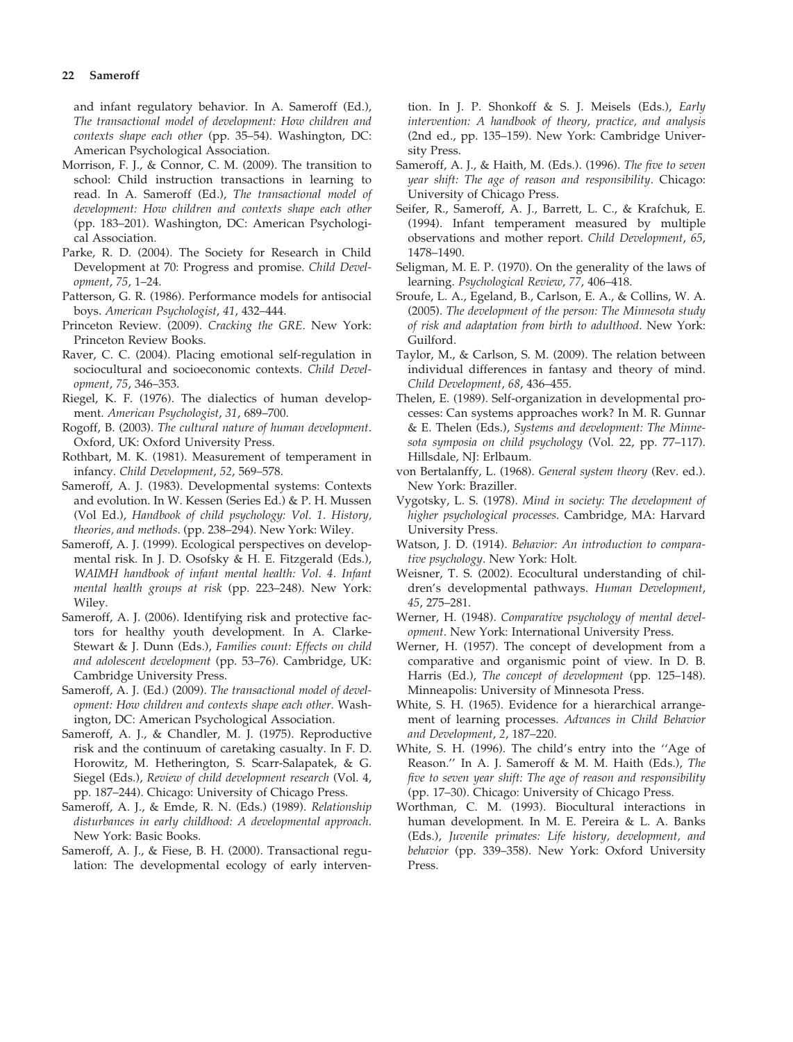and infant regulatory behavior. In A. Sameroff (Ed.), *The transactional model of development: How children and contexts shape each other* (pp. 35–54). Washington, DC: American Psychological Association.

Morrison, F. J., & Connor, C. M. (2009). The transition to school: Child instruction transactions in learning to read. In A. Sameroff (Ed.), *The transactional model of development: How children and contexts shape each other* (pp. 183–201). Washington, DC: American Psychological Association.

Parke, R. D. (2004). The Society for Research in Child Development at 70: Progress and promise. *Child Development*, *75*, 1–24.

Patterson, G. R. (1986). Performance models for antisocial boys. *American Psychologist*, *41*, 432–444.

Princeton Review. (2009). *Cracking the GRE*. New York: Princeton Review Books.

Raver, C. C. (2004). Placing emotional self-regulation in sociocultural and socioeconomic contexts. *Child Development*, *75*, 346–353.

Riegel, K. F. (1976). The dialectics of human development. *American Psychologist*, *31*, 689–700.

Rogoff, B. (2003). *The cultural nature of human development*. Oxford, UK: Oxford University Press.

Rothbart, M. K. (1981). Measurement of temperament in infancy. *Child Development*, *52*, 569–578.

Sameroff, A. J. (1983). Developmental systems: Contexts and evolution. In W. Kessen (Series Ed.) & P. H. Mussen (Vol Ed.), *Handbook of child psychology: Vol. 1. History, theories, and methods*. (pp. 238–294). New York: Wiley.

Sameroff, A. J. (1999). Ecological perspectives on developmental risk. In J. D. Osofsky & H. E. Fitzgerald (Eds.), *WAIMH handbook of infant mental health: Vol. 4. Infant mental health groups at risk* (pp. 223–248). New York: Wiley.

Sameroff, A. J. (2006). Identifying risk and protective factors for healthy youth development. In A. Clarke-Stewart & J. Dunn (Eds.), *Families count: Effects on child and adolescent development* (pp. 53–76). Cambridge, UK: Cambridge University Press.

Sameroff, A. J. (Ed.) (2009). *The transactional model of development: How children and contexts shape each other*. Washington, DC: American Psychological Association.

Sameroff, A. J., & Chandler, M. J. (1975). Reproductive risk and the continuum of caretaking casualty. In F. D. Horowitz, M. Hetherington, S. Scarr-Salapatek, & G. Siegel (Eds.), *Review of child development research* (Vol. 4, pp. 187–244). Chicago: University of Chicago Press.

Sameroff, A. J., & Emde, R. N. (Eds.) (1989). *Relationship disturbances in early childhood: A developmental approach*. New York: Basic Books.

Sameroff, A. J., & Fiese, B. H. (2000). Transactional regulation: The developmental ecology of early intervention. In J. P. Shonkoff & S. J. Meisels (Eds.), *Early intervention: A handbook of theory, practice, and analysis* (2nd ed., pp. 135–159). New York: Cambridge University Press.

Sameroff, A. J., & Haith, M. (Eds.). (1996). *The five to seven year shift: The age of reason and responsibility*. Chicago: University of Chicago Press.

Seifer, R., Sameroff, A. J., Barrett, L. C., & Krafchuk, E. (1994). Infant temperament measured by multiple observations and mother report. *Child Development*, *65*, 1478–1490.

Seligman, M. E. P. (1970). On the generality of the laws of learning. *Psychological Review*, *77*, 406–418.

Sroufe, L. A., Egeland, B., Carlson, E. A., & Collins, W. A. (2005). *The development of the person: The Minnesota study of risk and adaptation from birth to adulthood*. New York: Guilford.

Taylor, M., & Carlson, S. M. (2009). The relation between individual differences in fantasy and theory of mind. *Child Development*, *68*, 436–455.

Thelen, E. (1989). Self-organization in developmental processes: Can systems approaches work? In M. R. Gunnar & E. Thelen (Eds.), *Systems and development: The Minnesota symposia on child psychology* (Vol. 22, pp. 77–117). Hillsdale, NJ: Erlbaum.

von Bertalanffy, L. (1968). *General system theory* (Rev. ed.). New York: Braziller.

Vygotsky, L. S. (1978). *Mind in society: The development of higher psychological processes*. Cambridge, MA: Harvard University Press.

Watson, J. D. (1914). *Behavior: An introduction to comparative psychology*. New York: Holt.

Weisner, T. S. (2002). Ecocultural understanding of children's developmental pathways. *Human Development*, *45*, 275–281.

Werner, H. (1948). *Comparative psychology of mental development*. New York: International University Press.

Werner, H. (1957). The concept of development from a comparative and organismic point of view. In D. B. Harris (Ed.), *The concept of development* (pp. 125–148). Minneapolis: University of Minnesota Press.

White, S. H. (1965). Evidence for a hierarchical arrangement of learning processes. *Advances in Child Behavior and Development*, *2*, 187–220.

White, S. H. (1996). The child's entry into the ''Age of Reason.'' In A. J. Sameroff & M. M. Haith (Eds.), *The five to seven year shift: The age of reason and responsibility* (pp. 17–30). Chicago: University of Chicago Press.

Worthman, C. M. (1993). Biocultural interactions in human development. In M. E. Pereira & L. A. Banks (Eds.), *Juvenile primates: Life history, development, and behavior* (pp. 339–358). New York: Oxford University Press.